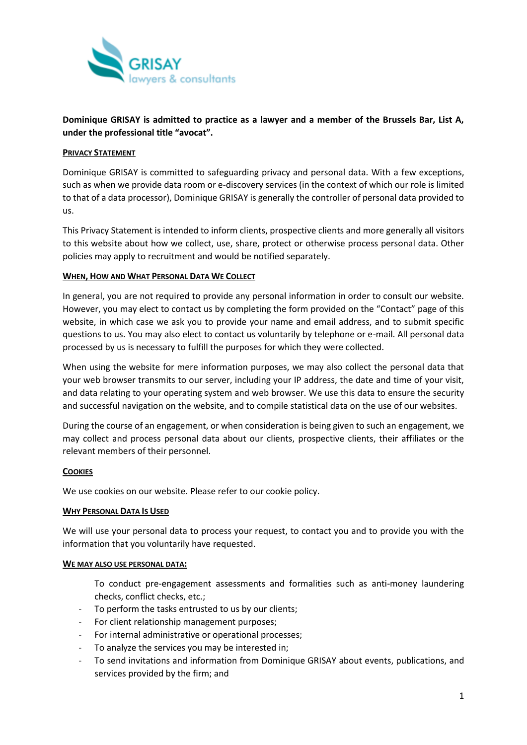GRISAY
lawyers & consultants

**Dominique GRISAY is admitted to practice as a lawyer and a member of the Brussels Bar, List A, under the professional title "avocat".**

## PRIVACY STATEMENT

Dominique GRISAY is committed to safeguarding privacy and personal data. With a few exceptions, such as when we provide data room or e-discovery services (in the context of which our role is limited to that of a data processor), Dominique GRISAY is generally the controller of personal data provided to us.

This Privacy Statement is intended to inform clients, prospective clients and more generally all visitors to this website about how we collect, use, share, protect or otherwise process personal data. Other policies may apply to recruitment and would be notified separately.

## WHEN, HOW AND WHAT PERSONAL DATA WE COLLECT

In general, you are not required to provide any personal information in order to consult our website. However, you may elect to contact us by completing the form provided on the "Contact" page of this website, in which case we ask you to provide your name and email address, and to submit specific questions to us. You may also elect to contact us voluntarily by telephone or e-mail. All personal data processed by us is necessary to fulfill the purposes for which they were collected.

When using the website for mere information purposes, we may also collect the personal data that your web browser transmits to our server, including your IP address, the date and time of your visit, and data relating to your operating system and web browser. We use this data to ensure the security and successful navigation on the website, and to compile statistical data on the use of our websites.

During the course of an engagement, or when consideration is being given to such an engagement, we may collect and process personal data about our clients, prospective clients, their affiliates or the relevant members of their personnel.

## COOKIES

We use cookies on our website. Please refer to our cookie policy.

## WHY PERSONAL DATA IS USED

We will use your personal data to process your request, to contact you and to provide you with the information that you voluntarily have requested.

## WE MAY ALSO USE PERSONAL DATA:

- To conduct pre-engagement assessments and formalities such as anti-money laundering checks, conflict checks, etc.;
- To perform the tasks entrusted to us by our clients;
- For client relationship management purposes;
- For internal administrative or operational processes;
- To analyze the services you may be interested in;
- To send invitations and information from Dominique GRISAY about events, publications, and services provided by the firm; and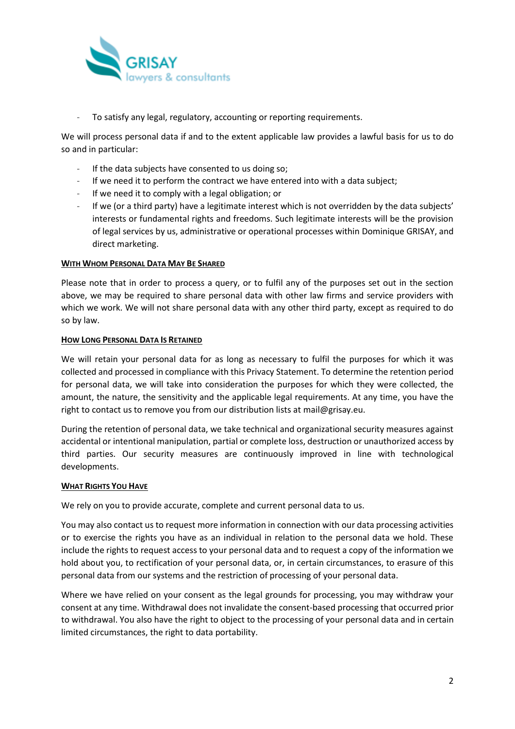- To satisfy any legal, regulatory, accounting or reporting requirements.

We will process personal data if and to the extent applicable law provides a lawful basis for us to do so and in particular:

- If the data subjects have consented to us doing so;
- If we need it to perform the contract we have entered into with a data subject;
- If we need it to comply with a legal obligation; or
- If we (or a third party) have a legitimate interest which is not overridden by the data subjects' interests or fundamental rights and freedoms. Such legitimate interests will be the provision of legal services by us, administrative or operational processes within Dominique GRISAY, and direct marketing.

**WITH WHOM PERSONAL DATA MAY BE SHARED**

Please note that in order to process a query, or to fulfil any of the purposes set out in the section above, we may be required to share personal data with other law firms and service providers with which we work. We will not share personal data with any other third party, except as required to do so by law.

**HOW LONG PERSONAL DATA IS RETAINED**

We will retain your personal data for as long as necessary to fulfil the purposes for which it was collected and processed in compliance with this Privacy Statement. To determine the retention period for personal data, we will take into consideration the purposes for which they were collected, the amount, the nature, the sensitivity and the applicable legal requirements. At any time, you have the right to contact us to remove you from our distribution lists at mail@grisay.eu.

During the retention of personal data, we take technical and organizational security measures against accidental or intentional manipulation, partial or complete loss, destruction or unauthorized access by third parties. Our security measures are continuously improved in line with technological developments.

**WHAT RIGHTS YOU HAVE**

We rely on you to provide accurate, complete and current personal data to us.

You may also contact us to request more information in connection with our data processing activities or to exercise the rights you have as an individual in relation to the personal data we hold. These include the rights to request access to your personal data and to request a copy of the information we hold about you, to rectification of your personal data, or, in certain circumstances, to erasure of this personal data from our systems and the restriction of processing of your personal data.

Where we have relied on your consent as the legal grounds for processing, you may withdraw your consent at any time. Withdrawal does not invalidate the consent-based processing that occurred prior to withdrawal. You also have the right to object to the processing of your personal data and in certain limited circumstances, the right to data portability.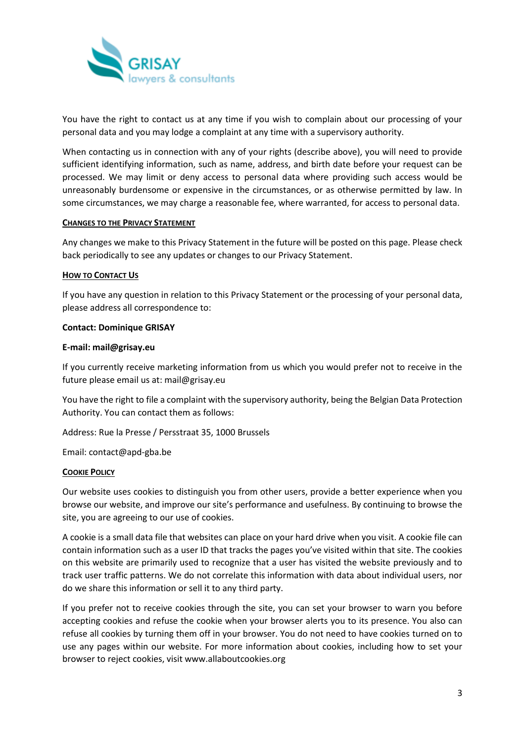You have the right to contact us at any time if you wish to complain about our processing of your personal data and you may lodge a complaint at any time with a supervisory authority.

When contacting us in connection with any of your rights (describe above), you will need to provide sufficient identifying information, such as name, address, and birth date before your request can be processed. We may limit or deny access to personal data where providing such access would be unreasonably burdensome or expensive in the circumstances, or as otherwise permitted by law. In some circumstances, we may charge a reasonable fee, where warranted, for access to personal data.

## Changes to the Privacy Statement

Any changes we make to this Privacy Statement in the future will be posted on this page. Please check back periodically to see any updates or changes to our Privacy Statement.

## How to Contact Us

If you have any question in relation to this Privacy Statement or the processing of your personal data, please address all correspondence to:

**Contact: Dominique GRISAY**

**E-mail: mail@grisay.eu**

If you currently receive marketing information from us which you would prefer not to receive in the future please email us at: mail@grisay.eu

You have the right to file a complaint with the supervisory authority, being the Belgian Data Protection Authority. You can contact them as follows:

Address: Rue la Presse / Persstraat 35, 1000 Brussels

Email: contact@apd-gba.be

## Cookie Policy

Our website uses cookies to distinguish you from other users, provide a better experience when you browse our website, and improve our site's performance and usefulness. By continuing to browse the site, you are agreeing to our use of cookies.

A cookie is a small data file that websites can place on your hard drive when you visit. A cookie file can contain information such as a user ID that tracks the pages you've visited within that site. The cookies on this website are primarily used to recognize that a user has visited the website previously and to track user traffic patterns. We do not correlate this information with data about individual users, nor do we share this information or sell it to any third party.

If you prefer not to receive cookies through the site, you can set your browser to warn you before accepting cookies and refuse the cookie when your browser alerts you to its presence. You also can refuse all cookies by turning them off in your browser. You do not need to have cookies turned on to use any pages within our website. For more information about cookies, including how to set your browser to reject cookies, visit www.allaboutcookies.org